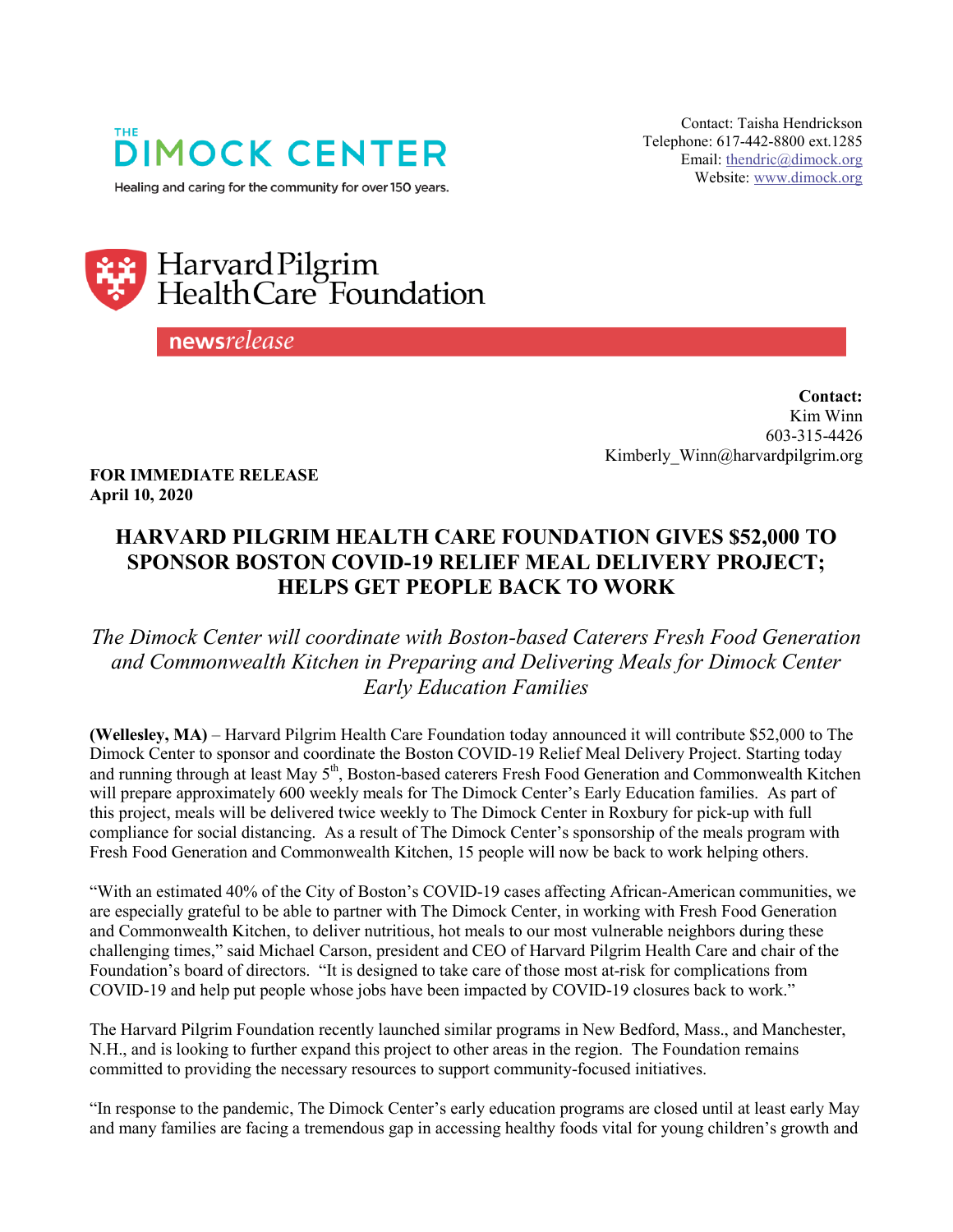THE DIMOCK CENTER

Healing and caring for the community for over 150 years.

Contact: Taisha Hendrickson
Telephone: 617-442-8800 ext.1285
Email: thendric@dimock.org
Website: www.dimock.org

Harvard Pilgrim HealthCare Foundation

**news**_release_

**Contact:**
Kim Winn
603-315-4426
Kimberly_Winn@harvardpilgrim.org

**FOR IMMEDIATE RELEASE**
**April 10, 2020**

# HARVARD PILGRIM HEALTH CARE FOUNDATION GIVES $52,000 TO SPONSOR BOSTON COVID-19 RELIEF MEAL DELIVERY PROJECT; HELPS GET PEOPLE BACK TO WORK

*The Dimock Center will coordinate with Boston-based Caterers Fresh Food Generation and Commonwealth Kitchen in Preparing and Delivering Meals for Dimock Center Early Education Families*

**(Wellesley, MA)** – Harvard Pilgrim Health Care Foundation today announced it will contribute $52,000 to The Dimock Center to sponsor and coordinate the Boston COVID-19 Relief Meal Delivery Project. Starting today and running through at least May 5th, Boston-based caterers Fresh Food Generation and Commonwealth Kitchen will prepare approximately 600 weekly meals for The Dimock Center's Early Education families. As part of this project, meals will be delivered twice weekly to The Dimock Center in Roxbury for pick-up with full compliance for social distancing. As a result of The Dimock Center's sponsorship of the meals program with Fresh Food Generation and Commonwealth Kitchen, 15 people will now be back to work helping others.

"With an estimated 40% of the City of Boston's COVID-19 cases affecting African-American communities, we are especially grateful to be able to partner with The Dimock Center, in working with Fresh Food Generation and Commonwealth Kitchen, to deliver nutritious, hot meals to our most vulnerable neighbors during these challenging times," said Michael Carson, president and CEO of Harvard Pilgrim Health Care and chair of the Foundation's board of directors. "It is designed to take care of those most at-risk for complications from COVID-19 and help put people whose jobs have been impacted by COVID-19 closures back to work."

The Harvard Pilgrim Foundation recently launched similar programs in New Bedford, Mass., and Manchester, N.H., and is looking to further expand this project to other areas in the region. The Foundation remains committed to providing the necessary resources to support community-focused initiatives.

"In response to the pandemic, The Dimock Center's early education programs are closed until at least early May and many families are facing a tremendous gap in accessing healthy foods vital for young children's growth and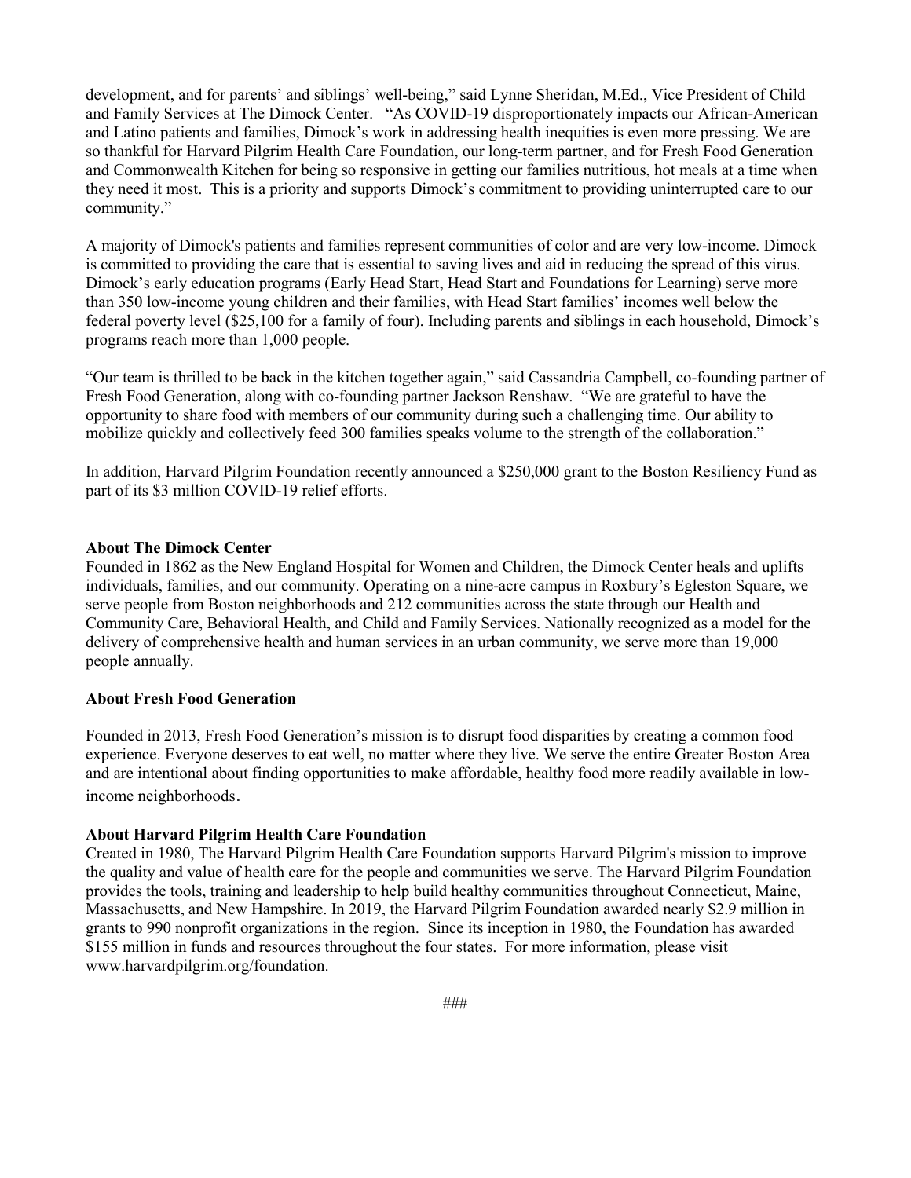development, and for parents' and siblings' well-being," said Lynne Sheridan, M.Ed., Vice President of Child and Family Services at The Dimock Center. "As COVID-19 disproportionately impacts our African-American and Latino patients and families, Dimock's work in addressing health inequities is even more pressing. We are so thankful for Harvard Pilgrim Health Care Foundation, our long-term partner, and for Fresh Food Generation and Commonwealth Kitchen for being so responsive in getting our families nutritious, hot meals at a time when they need it most. This is a priority and supports Dimock's commitment to providing uninterrupted care to our community."

A majority of Dimock's patients and families represent communities of color and are very low-income. Dimock is committed to providing the care that is essential to saving lives and aid in reducing the spread of this virus. Dimock's early education programs (Early Head Start, Head Start and Foundations for Learning) serve more than 350 low-income young children and their families, with Head Start families' incomes well below the federal poverty level ($25,100 for a family of four). Including parents and siblings in each household, Dimock's programs reach more than 1,000 people.

"Our team is thrilled to be back in the kitchen together again," said Cassandria Campbell, co-founding partner of Fresh Food Generation, along with co-founding partner Jackson Renshaw. "We are grateful to have the opportunity to share food with members of our community during such a challenging time. Our ability to mobilize quickly and collectively feed 300 families speaks volume to the strength of the collaboration."

In addition, Harvard Pilgrim Foundation recently announced a $250,000 grant to the Boston Resiliency Fund as part of its $3 million COVID-19 relief efforts.

**About The Dimock Center**

Founded in 1862 as the New England Hospital for Women and Children, the Dimock Center heals and uplifts individuals, families, and our community. Operating on a nine-acre campus in Roxbury's Egleston Square, we serve people from Boston neighborhoods and 212 communities across the state through our Health and Community Care, Behavioral Health, and Child and Family Services. Nationally recognized as a model for the delivery of comprehensive health and human services in an urban community, we serve more than 19,000 people annually.

**About Fresh Food Generation**

Founded in 2013, Fresh Food Generation's mission is to disrupt food disparities by creating a common food experience. Everyone deserves to eat well, no matter where they live. We serve the entire Greater Boston Area and are intentional about finding opportunities to make affordable, healthy food more readily available in low-income neighborhoods.

**About Harvard Pilgrim Health Care Foundation**

Created in 1980, The Harvard Pilgrim Health Care Foundation supports Harvard Pilgrim's mission to improve the quality and value of health care for the people and communities we serve. The Harvard Pilgrim Foundation provides the tools, training and leadership to help build healthy communities throughout Connecticut, Maine, Massachusetts, and New Hampshire. In 2019, the Harvard Pilgrim Foundation awarded nearly $2.9 million in grants to 990 nonprofit organizations in the region. Since its inception in 1980, the Foundation has awarded $155 million in funds and resources throughout the four states. For more information, please visit www.harvardpilgrim.org/foundation.

###